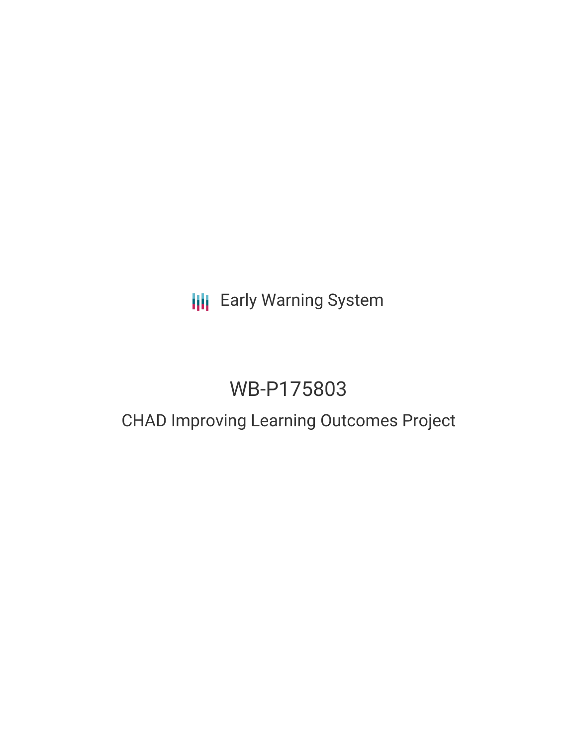Early Warning System

# WB-P175803

## CHAD Improving Learning Outcomes Project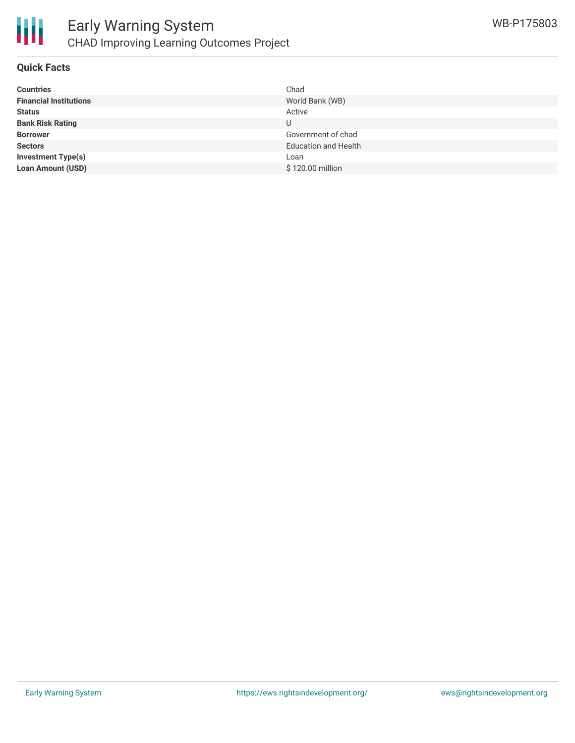## Quick Facts

| | |
|---|---|
| **Countries** | Chad |
| **Financial Institutions** | World Bank (WB) |
| **Status** | Active |
| **Bank Risk Rating** | U |
| **Borrower** | Government of chad |
| **Sectors** | Education and Health |
| **Investment Type(s)** | Loan |
| **Loan Amount (USD)** | $ 120.00 million |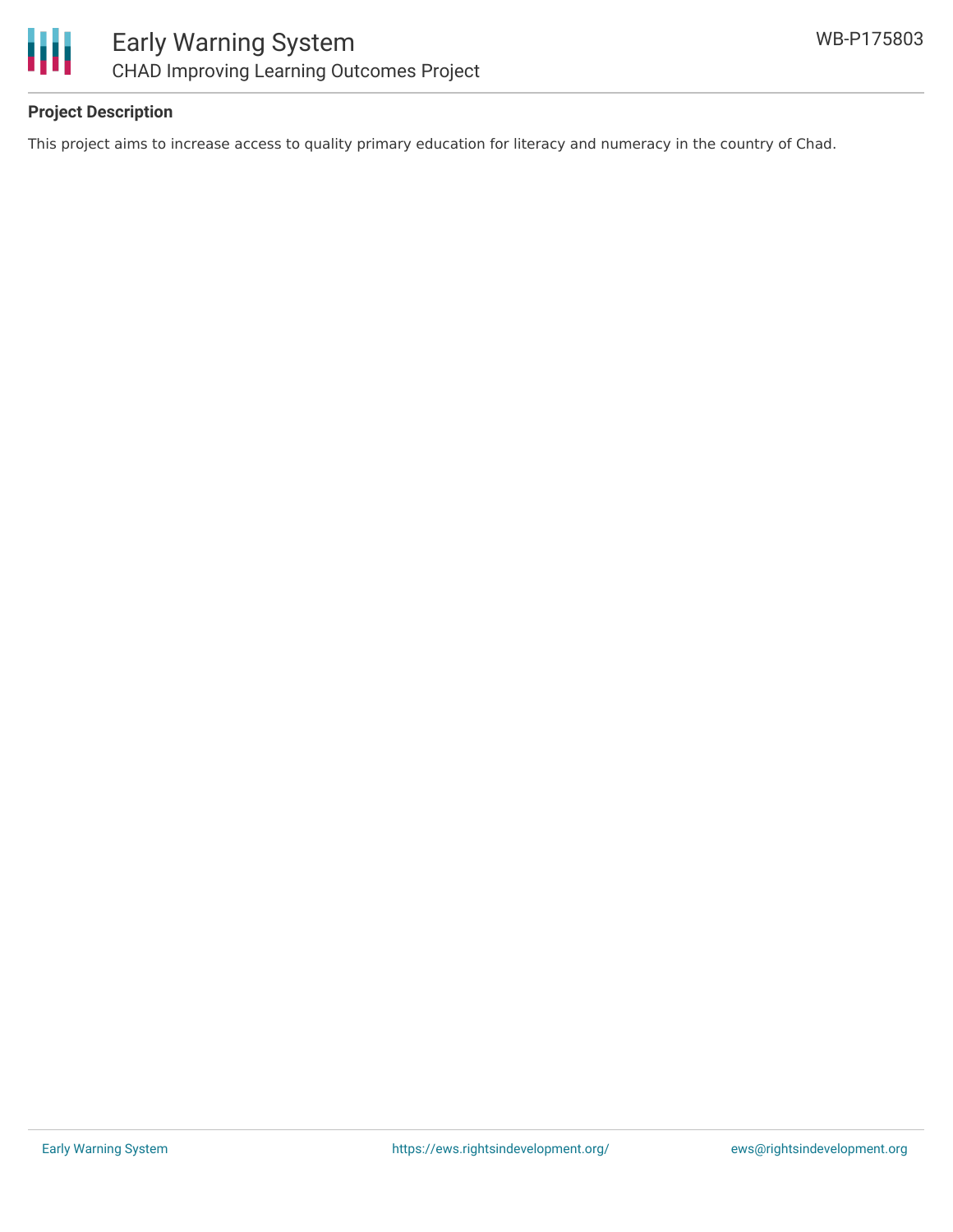**Project Description**

This project aims to increase access to quality primary education for literacy and numeracy in the country of Chad.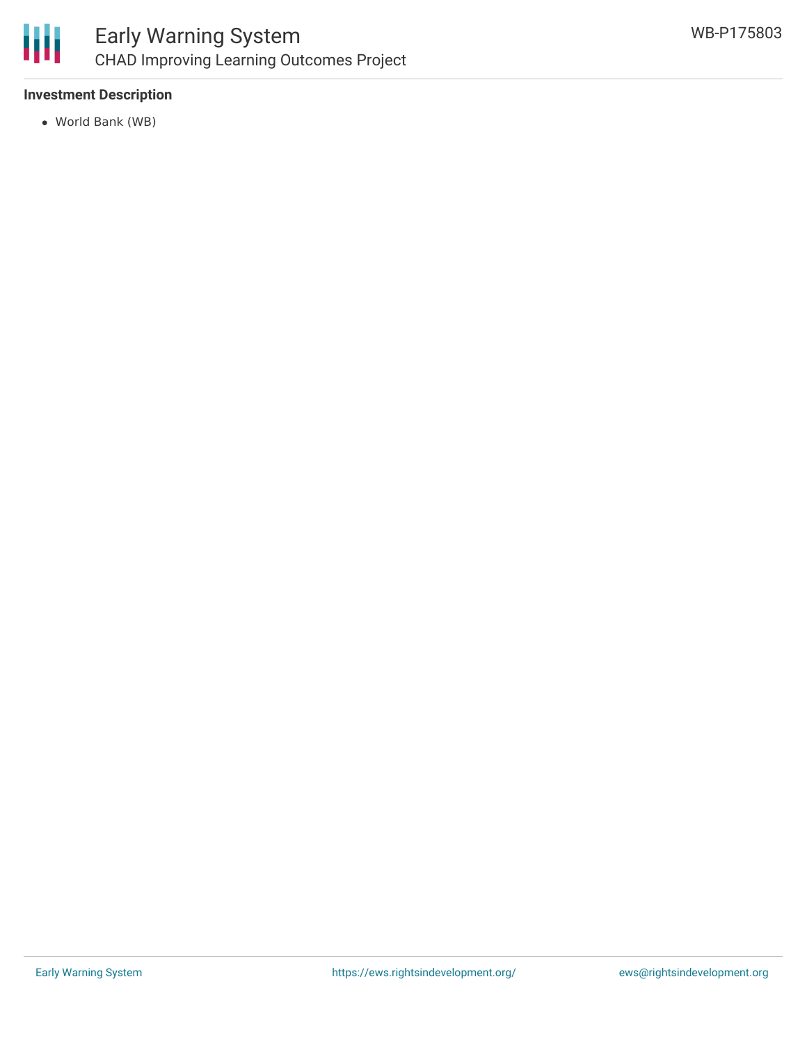### Investment Description

- World Bank (WB)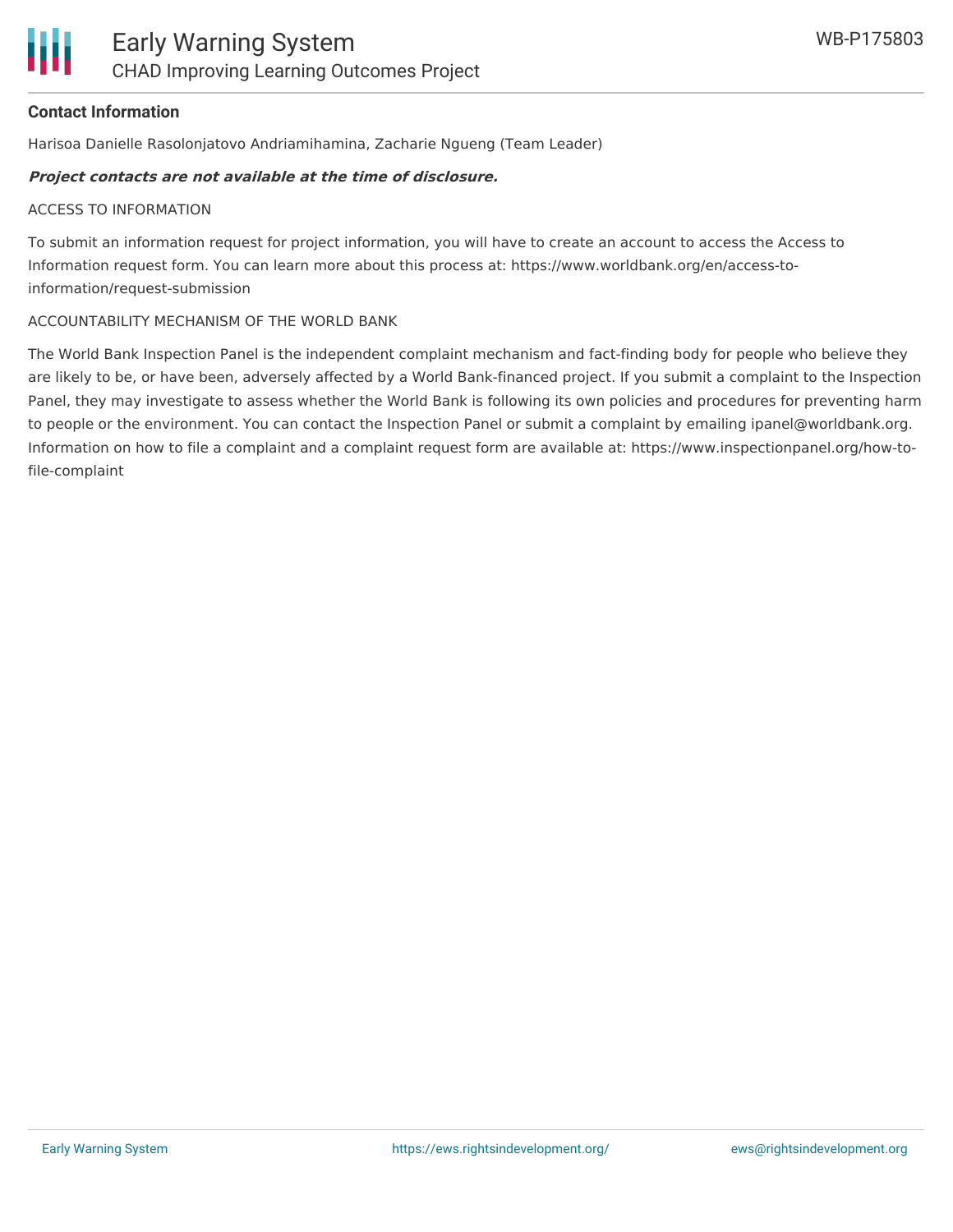**Contact Information**

Harisoa Danielle Rasolonjatovo Andriamihamina, Zacharie Ngueng (Team Leader)

***Project contacts are not available at the time of disclosure.***

ACCESS TO INFORMATION

To submit an information request for project information, you will have to create an account to access the Access to Information request form. You can learn more about this process at: https://www.worldbank.org/en/access-to-information/request-submission

ACCOUNTABILITY MECHANISM OF THE WORLD BANK

The World Bank Inspection Panel is the independent complaint mechanism and fact-finding body for people who believe they are likely to be, or have been, adversely affected by a World Bank-financed project. If you submit a complaint to the Inspection Panel, they may investigate to assess whether the World Bank is following its own policies and procedures for preventing harm to people or the environment. You can contact the Inspection Panel or submit a complaint by emailing ipanel@worldbank.org. Information on how to file a complaint and a complaint request form are available at: https://www.inspectionpanel.org/how-to-file-complaint